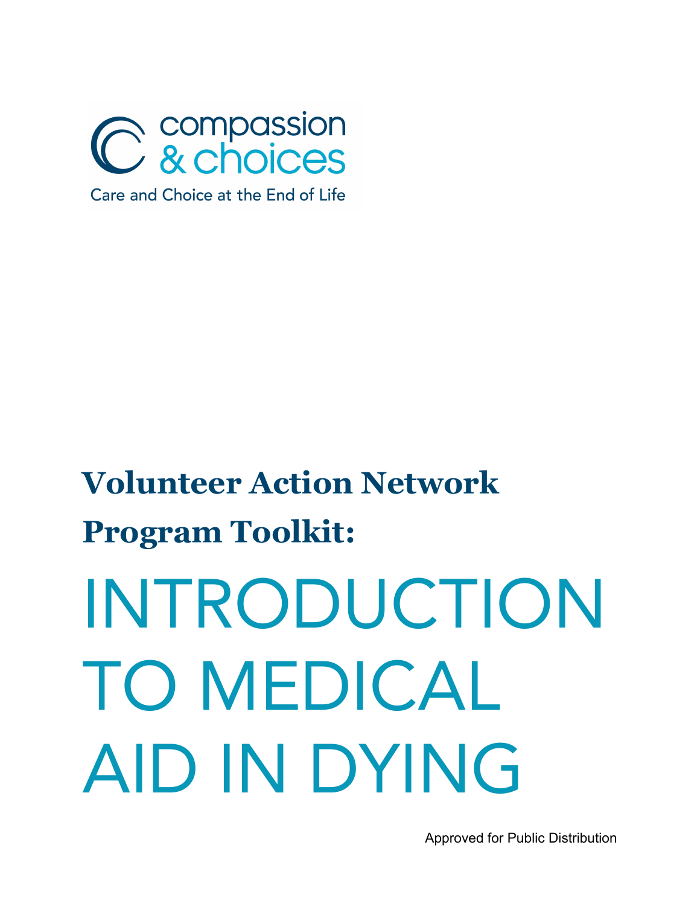compassion
& choices

Care and Choice at the End of Life

**Volunteer Action Network**

**Program Toolkit:**

# INTRODUCTION TO MEDICAL AID IN DYING

Approved for Public Distribution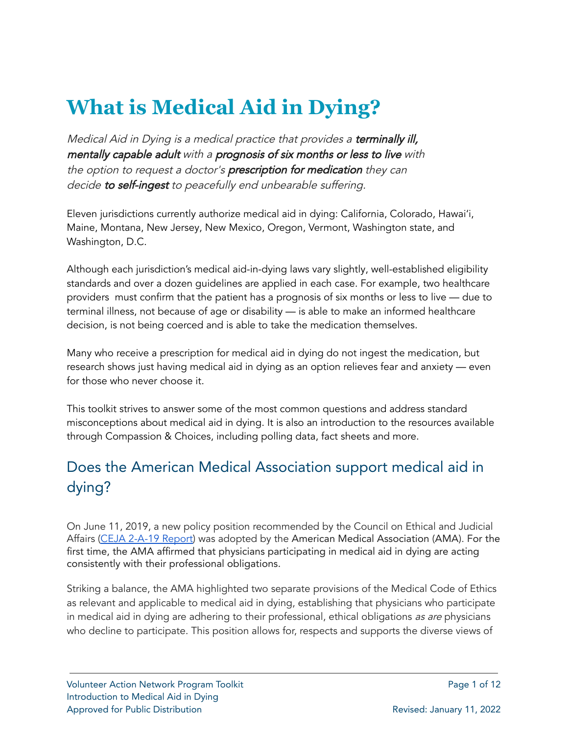# What is Medical Aid in Dying?

*Medical Aid in Dying is a medical practice that provides a* ***terminally ill, mentally capable adult*** *with a* ***prognosis of six months or less to live*** *with the option to request a doctor's* ***prescription for medication*** *they can decide* ***to self-ingest*** *to peacefully end unbearable suffering.*

Eleven jurisdictions currently authorize medical aid in dying: California, Colorado, Hawai'i, Maine, Montana, New Jersey, New Mexico, Oregon, Vermont, Washington state, and Washington, D.C.

Although each jurisdiction's medical aid-in-dying laws vary slightly, well-established eligibility standards and over a dozen guidelines are applied in each case. For example, two healthcare providers must confirm that the patient has a prognosis of six months or less to live — due to terminal illness, not because of age or disability — is able to make an informed healthcare decision, is not being coerced and is able to take the medication themselves.

Many who receive a prescription for medical aid in dying do not ingest the medication, but research shows just having medical aid in dying as an option relieves fear and anxiety — even for those who never choose it.

This toolkit strives to answer some of the most common questions and address standard misconceptions about medical aid in dying. It is also an introduction to the resources available through Compassion & Choices, including polling data, fact sheets and more.

## Does the American Medical Association support medical aid in dying?

On June 11, 2019, a new policy position recommended by the Council on Ethical and Judicial Affairs (CEJA 2-A-19 Report) was adopted by the American Medical Association (AMA). For the first time, the AMA affirmed that physicians participating in medical aid in dying are acting consistently with their professional obligations.

Striking a balance, the AMA highlighted two separate provisions of the Medical Code of Ethics as relevant and applicable to medical aid in dying, establishing that physicians who participate in medical aid in dying are adhering to their professional, ethical obligations *as are* physicians who decline to participate. This position allows for, respects and supports the diverse views of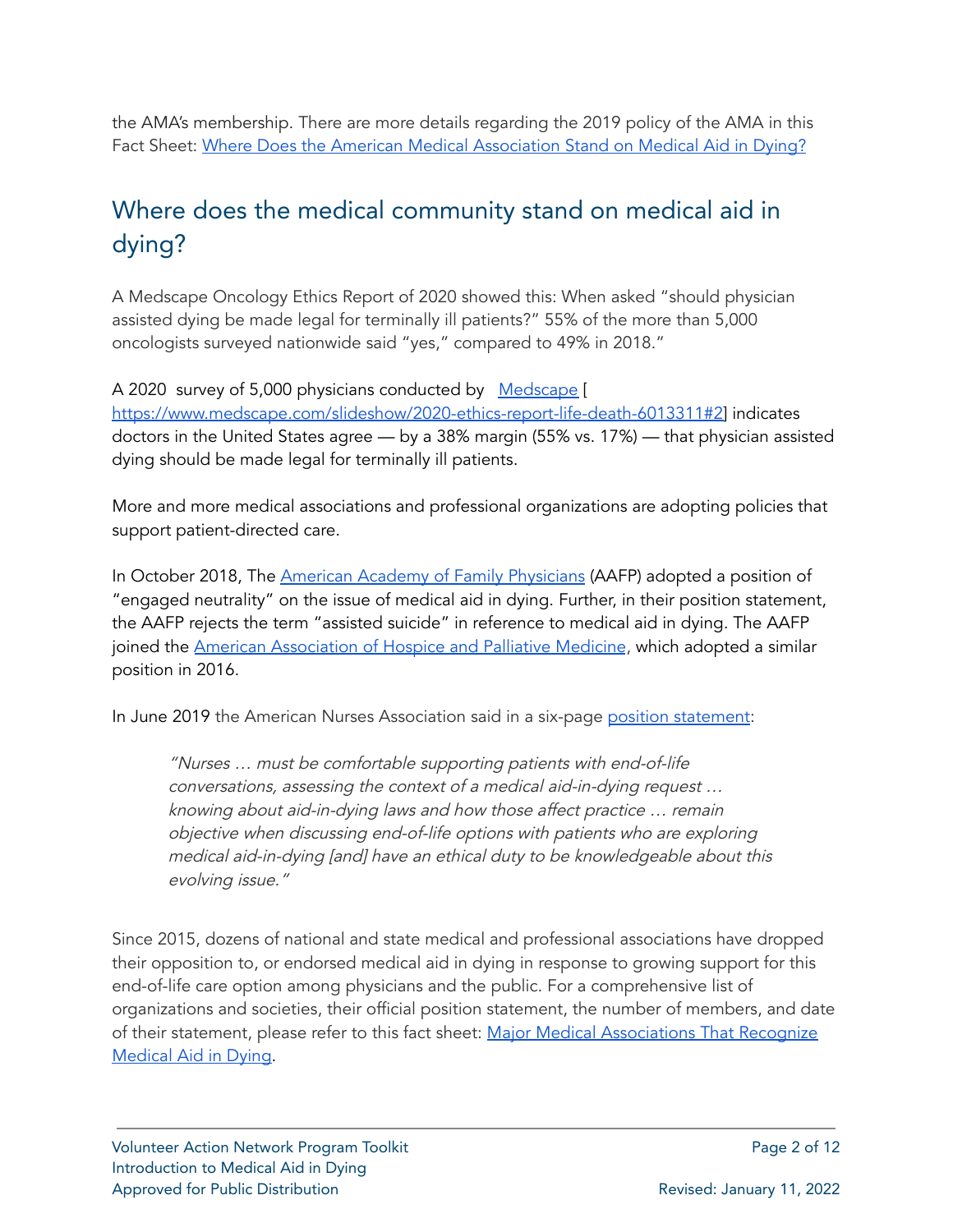the AMA's membership. There are more details regarding the 2019 policy of the AMA in this Fact Sheet: [Where Does the American Medical Association Stand on Medical Aid in Dying?]()

## Where does the medical community stand on medical aid in dying?

A Medscape Oncology Ethics Report of 2020 showed this: When asked "should physician assisted dying be made legal for terminally ill patients?" 55% of the more than 5,000 oncologists surveyed nationwide said "yes," compared to 49% in 2018."

A 2020 survey of 5,000 physicians conducted by [Medscape]() [ https://www.medscape.com/slideshow/2020-ethics-report-life-death-6013311#2] indicates doctors in the United States agree — by a 38% margin (55% vs. 17%) — that physician assisted dying should be made legal for terminally ill patients.

More and more medical associations and professional organizations are adopting policies that support patient-directed care.

In October 2018, The [American Academy of Family Physicians]() (AAFP) adopted a position of "engaged neutrality" on the issue of medical aid in dying. Further, in their position statement, the AAFP rejects the term "assisted suicide" in reference to medical aid in dying. The AAFP joined the [American Association of Hospice and Palliative Medicine](), which adopted a similar position in 2016.

In June 2019 the American Nurses Association said in a six-page [position statement]():

> *"Nurses … must be comfortable supporting patients with end-of-life conversations, assessing the context of a medical aid-in-dying request … knowing about aid-in-dying laws and how those affect practice … remain objective when discussing end-of-life options with patients who are exploring medical aid-in-dying [and] have an ethical duty to be knowledgeable about this evolving issue."*

Since 2015, dozens of national and state medical and professional associations have dropped their opposition to, or endorsed medical aid in dying in response to growing support for this end-of-life care option among physicians and the public. For a comprehensive list of organizations and societies, their official position statement, the number of members, and date of their statement, please refer to this fact sheet: [Major Medical Associations That Recognize Medical Aid in Dying]().

Volunteer Action Network Program Toolkit
Introduction to Medical Aid in Dying
Approved for Public Distribution

Revised: January 11, 2022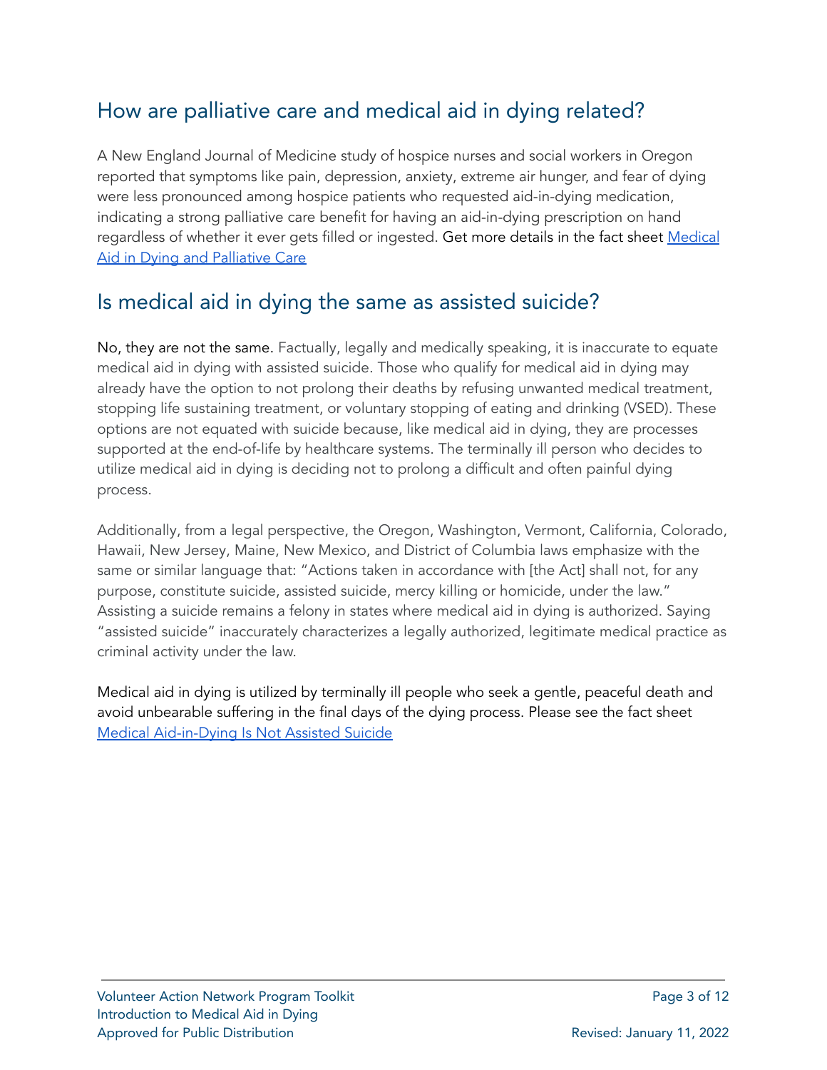## How are palliative care and medical aid in dying related?

A New England Journal of Medicine study of hospice nurses and social workers in Oregon reported that symptoms like pain, depression, anxiety, extreme air hunger, and fear of dying were less pronounced among hospice patients who requested aid-in-dying medication, indicating a strong palliative care benefit for having an aid-in-dying prescription on hand regardless of whether it ever gets filled or ingested. Get more details in the fact sheet Medical Aid in Dying and Palliative Care

## Is medical aid in dying the same as assisted suicide?

No, they are not the same. Factually, legally and medically speaking, it is inaccurate to equate medical aid in dying with assisted suicide. Those who qualify for medical aid in dying may already have the option to not prolong their deaths by refusing unwanted medical treatment, stopping life sustaining treatment, or voluntary stopping of eating and drinking (VSED). These options are not equated with suicide because, like medical aid in dying, they are processes supported at the end-of-life by healthcare systems. The terminally ill person who decides to utilize medical aid in dying is deciding not to prolong a difficult and often painful dying process.

Additionally, from a legal perspective, the Oregon, Washington, Vermont, California, Colorado, Hawaii, New Jersey, Maine, New Mexico, and District of Columbia laws emphasize with the same or similar language that: "Actions taken in accordance with [the Act] shall not, for any purpose, constitute suicide, assisted suicide, mercy killing or homicide, under the law." Assisting a suicide remains a felony in states where medical aid in dying is authorized. Saying "assisted suicide" inaccurately characterizes a legally authorized, legitimate medical practice as criminal activity under the law.

Medical aid in dying is utilized by terminally ill people who seek a gentle, peaceful death and avoid unbearable suffering in the final days of the dying process. Please see the fact sheet Medical Aid-in-Dying Is Not Assisted Suicide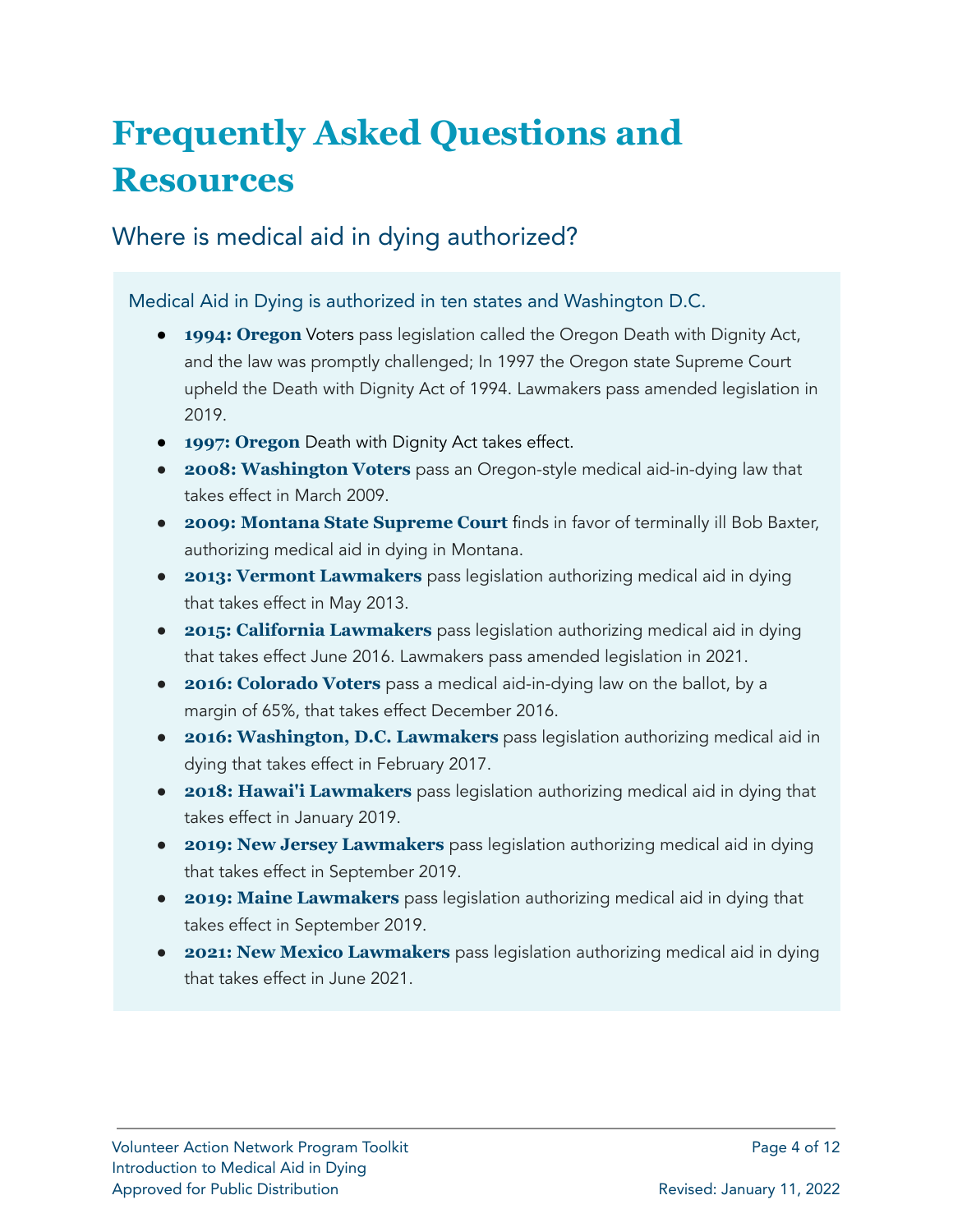# Frequently Asked Questions and Resources

## Where is medical aid in dying authorized?

Medical Aid in Dying is authorized in ten states and Washington D.C.

- **1994: Oregon** Voters pass legislation called the Oregon Death with Dignity Act, and the law was promptly challenged; In 1997 the Oregon state Supreme Court upheld the Death with Dignity Act of 1994. Lawmakers pass amended legislation in 2019.
- **1997: Oregon** Death with Dignity Act takes effect.
- **2008: Washington Voters** pass an Oregon-style medical aid-in-dying law that takes effect in March 2009.
- **2009: Montana State Supreme Court** finds in favor of terminally ill Bob Baxter, authorizing medical aid in dying in Montana.
- **2013: Vermont Lawmakers** pass legislation authorizing medical aid in dying that takes effect in May 2013.
- **2015: California Lawmakers** pass legislation authorizing medical aid in dying that takes effect June 2016. Lawmakers pass amended legislation in 2021.
- **2016: Colorado Voters** pass a medical aid-in-dying law on the ballot, by a margin of 65%, that takes effect December 2016.
- **2016: Washington, D.C. Lawmakers** pass legislation authorizing medical aid in dying that takes effect in February 2017.
- **2018: Hawai'i Lawmakers** pass legislation authorizing medical aid in dying that takes effect in January 2019.
- **2019: New Jersey Lawmakers** pass legislation authorizing medical aid in dying that takes effect in September 2019.
- **2019: Maine Lawmakers** pass legislation authorizing medical aid in dying that takes effect in September 2019.
- **2021: New Mexico Lawmakers** pass legislation authorizing medical aid in dying that takes effect in June 2021.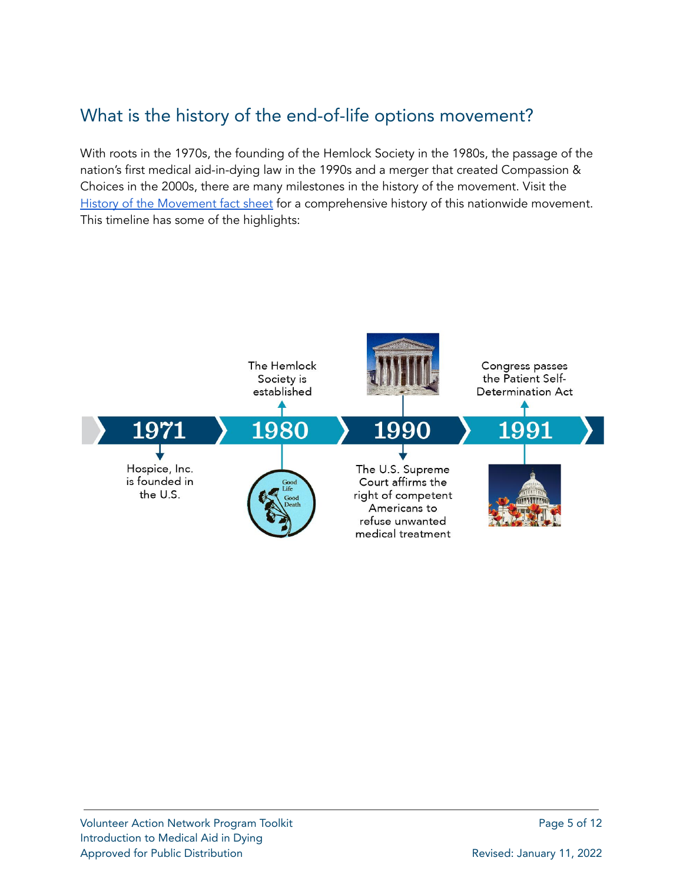## What is the history of the end-of-life options movement?

With roots in the 1970s, the founding of the Hemlock Society in the 1980s, the passage of the nation's first medical aid-in-dying law in the 1990s and a merger that created Compassion & Choices in the 2000s, there are many milestones in the history of the movement. Visit the [History of the Movement fact sheet](History of the Movement fact sheet) for a comprehensive history of this nationwide movement. This timeline has some of the highlights:

- **1971** — Hospice, Inc. is founded in the U.S.
- **1980** — The Hemlock Society is established
- **1990** — The U.S. Supreme Court affirms the right of competent Americans to refuse unwanted medical treatment
- **1991** — Congress passes the Patient Self-Determination Act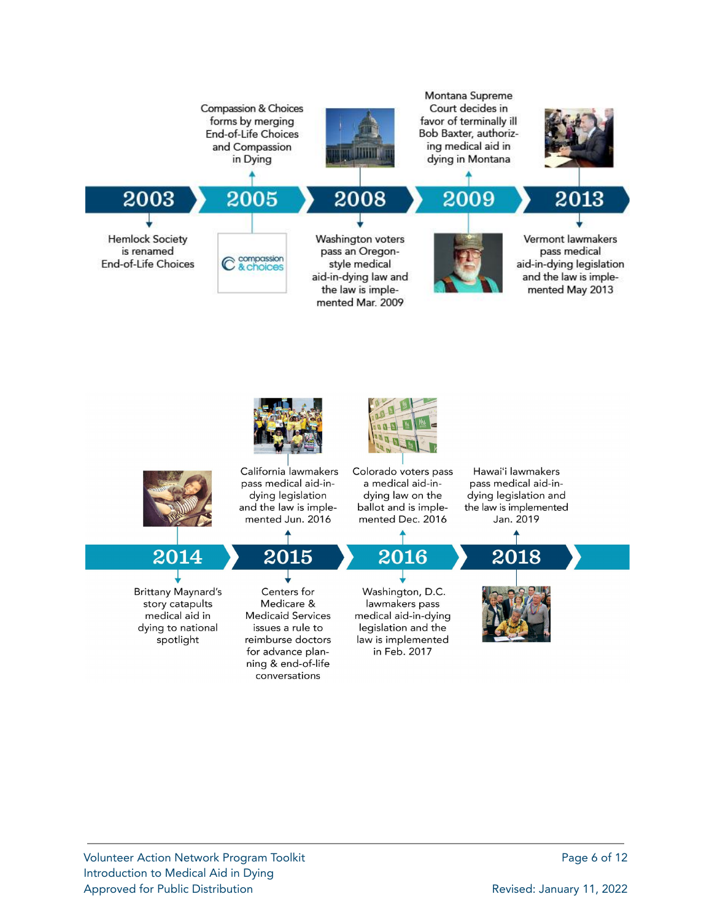**2003**

Hemlock Society is renamed End-of-Life Choices

**2005**

Compassion & Choices forms by merging End-of-Life Choices and Compassion in Dying

**2008**

Washington voters pass an Oregon-style medical aid-in-dying law and the law is implemented Mar. 2009

**2009**

Montana Supreme Court decides in favor of terminally ill Bob Baxter, authorizing medical aid in dying in Montana

**2013**

Vermont lawmakers pass medical aid-in-dying legislation and the law is implemented May 2013

**2014**

Brittany Maynard's story catapults medical aid in dying to national spotlight

**2015**

California lawmakers pass medical aid-in-dying legislation and the law is implemented Jun. 2016

Centers for Medicare & Medicaid Services issues a rule to reimburse doctors for advance planning & end-of-life conversations

**2016**

Colorado voters pass a medical aid-in-dying law on the ballot and is implemented Dec. 2016

Washington, D.C. lawmakers pass medical aid-in-dying legislation and the law is implemented in Feb. 2017

**2018**

Hawai'i lawmakers pass medical aid-in-dying legislation and the law is implemented Jan. 2019

Volunteer Action Network Program Toolkit
Introduction to Medical Aid in Dying
Approved for Public Distribution

Revised: January 11, 2022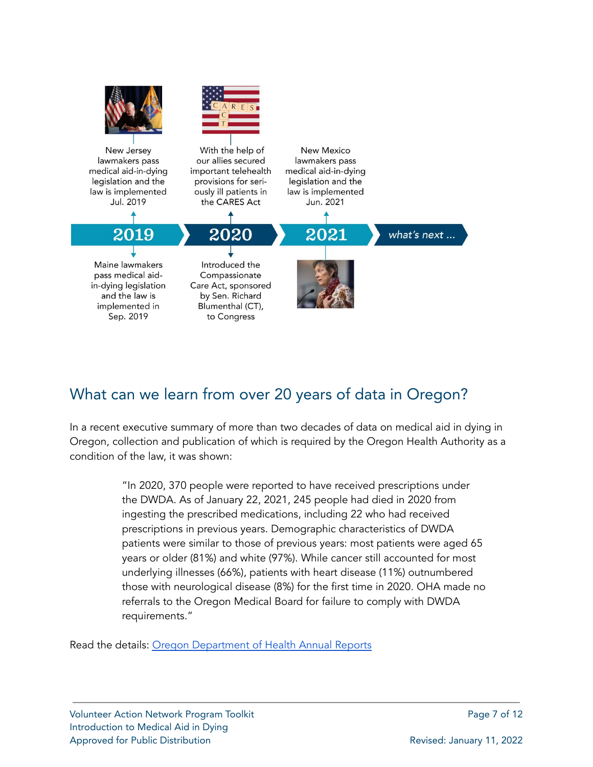2019

New Jersey lawmakers pass medical aid-in-dying legislation and the law is implemented Jul. 2019

Maine lawmakers pass medical aid-in-dying legislation and the law is implemented in Sep. 2019

2020

With the help of our allies secured important telehealth provisions for seriously ill patients in the CARES Act

Introduced the Compassionate Care Act, sponsored by Sen. Richard Blumenthal (CT), to Congress

2021

New Mexico lawmakers pass medical aid-in-dying legislation and the law is implemented Jun. 2021

*what's next ...*

## What can we learn from over 20 years of data in Oregon?

In a recent executive summary of more than two decades of data on medical aid in dying in Oregon, collection and publication of which is required by the Oregon Health Authority as a condition of the law, it was shown:

> "In 2020, 370 people were reported to have received prescriptions under the DWDA. As of January 22, 2021, 245 people had died in 2020 from ingesting the prescribed medications, including 22 who had received prescriptions in previous years. Demographic characteristics of DWDA patients were similar to those of previous years: most patients were aged 65 years or older (81%) and white (97%). While cancer still accounted for most underlying illnesses (66%), patients with heart disease (11%) outnumbered those with neurological disease (8%) for the first time in 2020. OHA made no referrals to the Oregon Medical Board for failure to comply with DWDA requirements."

Read the details: Oregon Department of Health Annual Reports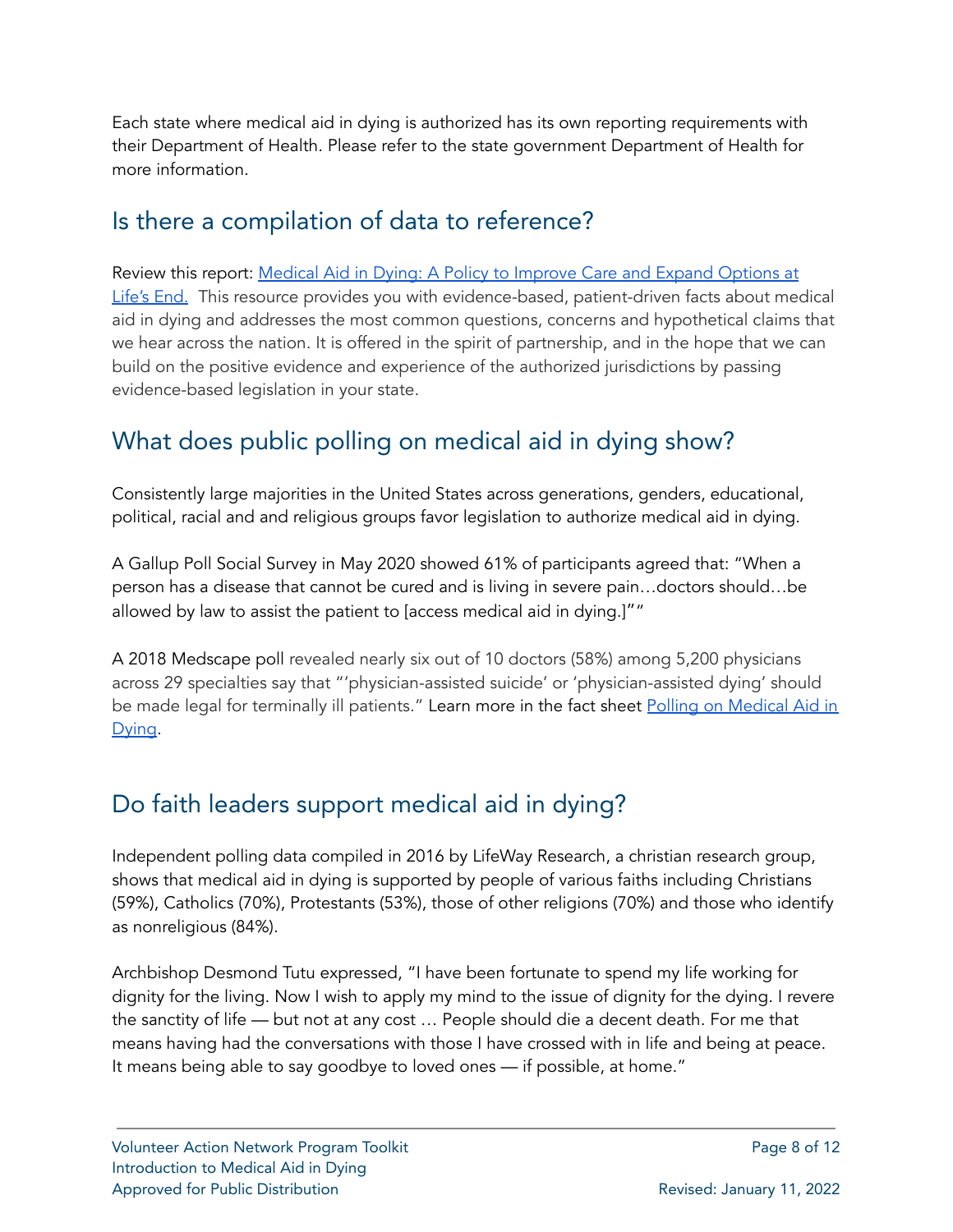Each state where medical aid in dying is authorized has its own reporting requirements with their Department of Health. Please refer to the state government Department of Health for more information.

## Is there a compilation of data to reference?

Review this report: [Medical Aid in Dying: A Policy to Improve Care and Expand Options at Life's End.](#) This resource provides you with evidence-based, patient-driven facts about medical aid in dying and addresses the most common questions, concerns and hypothetical claims that we hear across the nation. It is offered in the spirit of partnership, and in the hope that we can build on the positive evidence and experience of the authorized jurisdictions by passing evidence-based legislation in your state.

## What does public polling on medical aid in dying show?

Consistently large majorities in the United States across generations, genders, educational, political, racial and and religious groups favor legislation to authorize medical aid in dying.

A Gallup Poll Social Survey in May 2020 showed 61% of participants agreed that: "When a person has a disease that cannot be cured and is living in severe pain…doctors should…be allowed by law to assist the patient to [access medical aid in dying.]""

A 2018 Medscape poll revealed nearly six out of 10 doctors (58%) among 5,200 physicians across 29 specialties say that "'physician-assisted suicide' or 'physician-assisted dying' should be made legal for terminally ill patients." Learn more in the fact sheet [Polling on Medical Aid in Dying](#).

## Do faith leaders support medical aid in dying?

Independent polling data compiled in 2016 by LifeWay Research, a christian research group, shows that medical aid in dying is supported by people of various faiths including Christians (59%), Catholics (70%), Protestants (53%), those of other religions (70%) and those who identify as nonreligious (84%).

Archbishop Desmond Tutu expressed, "I have been fortunate to spend my life working for dignity for the living. Now I wish to apply my mind to the issue of dignity for the dying. I revere the sanctity of life — but not at any cost … People should die a decent death. For me that means having had the conversations with those I have crossed with in life and being at peace. It means being able to say goodbye to loved ones — if possible, at home."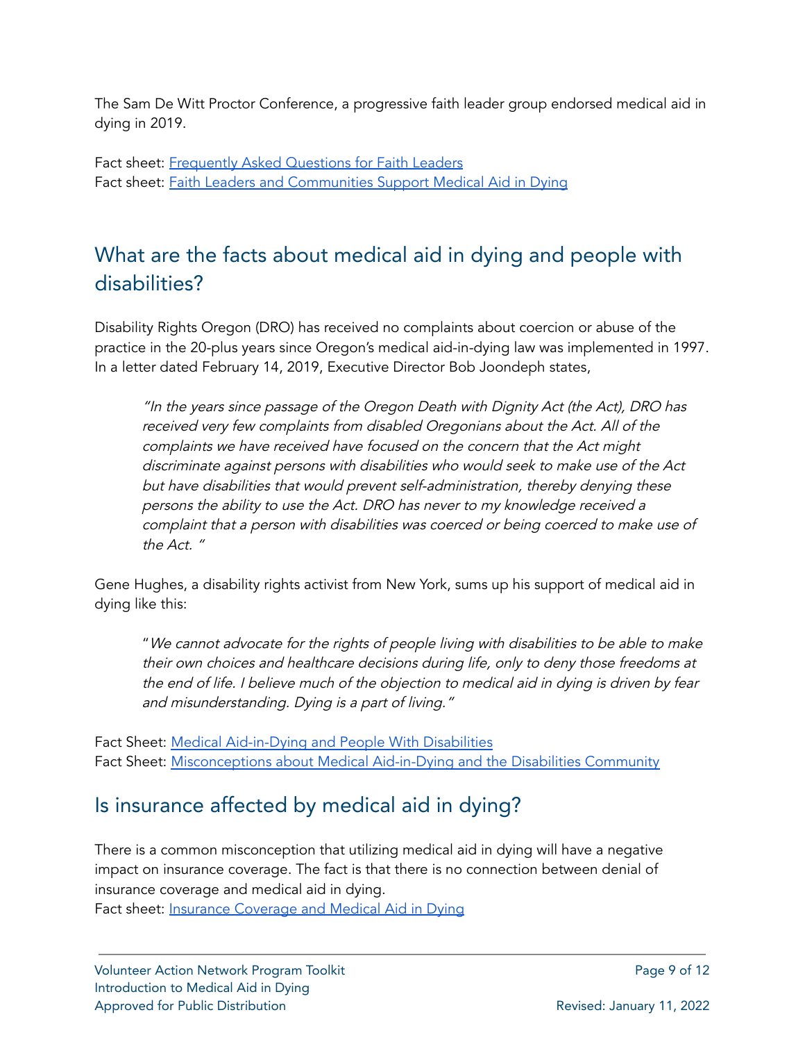The Sam De Witt Proctor Conference, a progressive faith leader group endorsed medical aid in dying in 2019.

Fact sheet: [Frequently Asked Questions for Faith Leaders]()
Fact sheet: [Faith Leaders and Communities Support Medical Aid in Dying]()

## What are the facts about medical aid in dying and people with disabilities?

Disability Rights Oregon (DRO) has received no complaints about coercion or abuse of the practice in the 20-plus years since Oregon's medical aid-in-dying law was implemented in 1997. In a letter dated February 14, 2019, Executive Director Bob Joondeph states,

> *"In the years since passage of the Oregon Death with Dignity Act (the Act), DRO has received very few complaints from disabled Oregonians about the Act. All of the complaints we have received have focused on the concern that the Act might discriminate against persons with disabilities who would seek to make use of the Act but have disabilities that would prevent self-administration, thereby denying these persons the ability to use the Act. DRO has never to my knowledge received a complaint that a person with disabilities was coerced or being coerced to make use of the Act. "*

Gene Hughes, a disability rights activist from New York, sums up his support of medical aid in dying like this:

> "*We cannot advocate for the rights of people living with disabilities to be able to make their own choices and healthcare decisions during life, only to deny those freedoms at the end of life. I believe much of the objection to medical aid in dying is driven by fear and misunderstanding. Dying is a part of living."*

Fact Sheet: [Medical Aid-in-Dying and People With Disabilities]()
Fact Sheet: [Misconceptions about Medical Aid-in-Dying and the Disabilities Community]()

## Is insurance affected by medical aid in dying?

There is a common misconception that utilizing medical aid in dying will have a negative impact on insurance coverage. The fact is that there is no connection between denial of insurance coverage and medical aid in dying.
Fact sheet: [Insurance Coverage and Medical Aid in Dying]()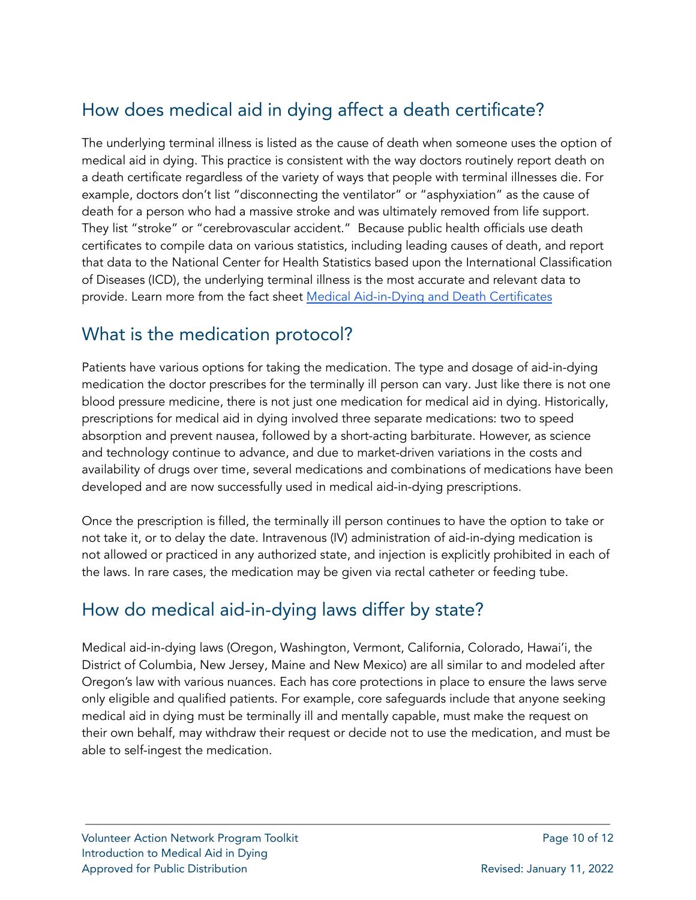## How does medical aid in dying affect a death certificate?

The underlying terminal illness is listed as the cause of death when someone uses the option of medical aid in dying. This practice is consistent with the way doctors routinely report death on a death certificate regardless of the variety of ways that people with terminal illnesses die. For example, doctors don't list "disconnecting the ventilator" or "asphyxiation" as the cause of death for a person who had a massive stroke and was ultimately removed from life support. They list "stroke" or "cerebrovascular accident." Because public health officials use death certificates to compile data on various statistics, including leading causes of death, and report that data to the National Center for Health Statistics based upon the International Classification of Diseases (ICD), the underlying terminal illness is the most accurate and relevant data to provide. Learn more from the fact sheet [Medical Aid-in-Dying and Death Certificates]

## What is the medication protocol?

Patients have various options for taking the medication. The type and dosage of aid-in-dying medication the doctor prescribes for the terminally ill person can vary. Just like there is not one blood pressure medicine, there is not just one medication for medical aid in dying. Historically, prescriptions for medical aid in dying involved three separate medications: two to speed absorption and prevent nausea, followed by a short-acting barbiturate. However, as science and technology continue to advance, and due to market-driven variations in the costs and availability of drugs over time, several medications and combinations of medications have been developed and are now successfully used in medical aid-in-dying prescriptions.

Once the prescription is filled, the terminally ill person continues to have the option to take or not take it, or to delay the date. Intravenous (IV) administration of aid-in-dying medication is not allowed or practiced in any authorized state, and injection is explicitly prohibited in each of the laws. In rare cases, the medication may be given via rectal catheter or feeding tube.

## How do medical aid-in-dying laws differ by state?

Medical aid-in-dying laws (Oregon, Washington, Vermont, California, Colorado, Hawai'i, the District of Columbia, New Jersey, Maine and New Mexico) are all similar to and modeled after Oregon's law with various nuances. Each has core protections in place to ensure the laws serve only eligible and qualified patients. For example, core safeguards include that anyone seeking medical aid in dying must be terminally ill and mentally capable, must make the request on their own behalf, may withdraw their request or decide not to use the medication, and must be able to self-ingest the medication.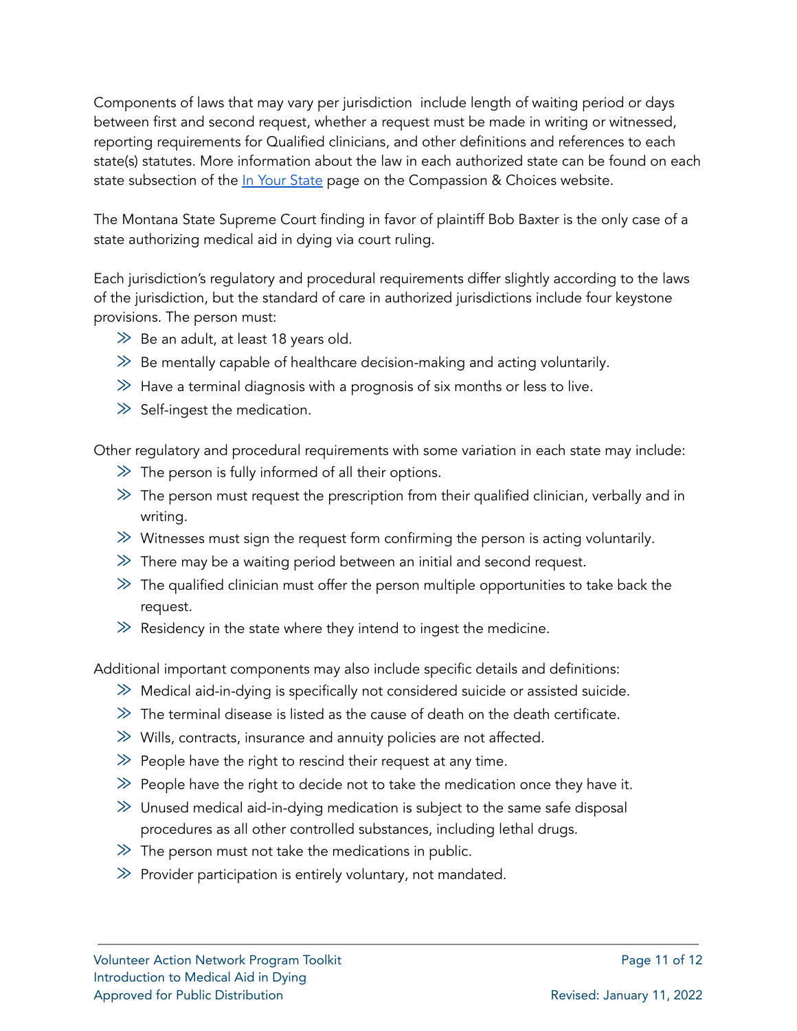Components of laws that may vary per jurisdiction  include length of waiting period or days between first and second request, whether a request must be made in writing or witnessed, reporting requirements for Qualified clinicians, and other definitions and references to each state(s) statutes. More information about the law in each authorized state can be found on each state subsection of the [In Your State]() page on the Compassion & Choices website.

The Montana State Supreme Court finding in favor of plaintiff Bob Baxter is the only case of a state authorizing medical aid in dying via court ruling.

Each jurisdiction's regulatory and procedural requirements differ slightly according to the laws of the jurisdiction, but the standard of care in authorized jurisdictions include four keystone provisions. The person must:

- Be an adult, at least 18 years old.
- Be mentally capable of healthcare decision-making and acting voluntarily.
- Have a terminal diagnosis with a prognosis of six months or less to live.
- Self-ingest the medication.

Other regulatory and procedural requirements with some variation in each state may include:

- The person is fully informed of all their options.
- The person must request the prescription from their qualified clinician, verbally and in writing.
- Witnesses must sign the request form confirming the person is acting voluntarily.
- There may be a waiting period between an initial and second request.
- The qualified clinician must offer the person multiple opportunities to take back the request.
- Residency in the state where they intend to ingest the medicine.

Additional important components may also include specific details and definitions:

- Medical aid-in-dying is specifically not considered suicide or assisted suicide.
- The terminal disease is listed as the cause of death on the death certificate.
- Wills, contracts, insurance and annuity policies are not affected.
- People have the right to rescind their request at any time.
- People have the right to decide not to take the medication once they have it.
- Unused medical aid-in-dying medication is subject to the same safe disposal procedures as all other controlled substances, including lethal drugs.
- The person must not take the medications in public.
- Provider participation is entirely voluntary, not mandated.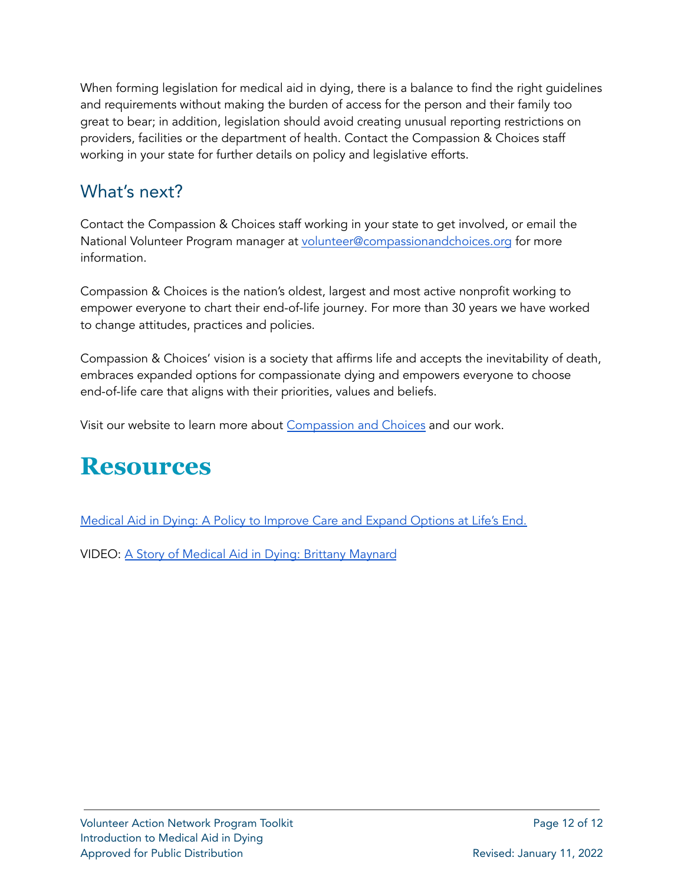When forming legislation for medical aid in dying, there is a balance to find the right guidelines and requirements without making the burden of access for the person and their family too great to bear; in addition, legislation should avoid creating unusual reporting restrictions on providers, facilities or the department of health. Contact the Compassion & Choices staff working in your state for further details on policy and legislative efforts.

## What's next?

Contact the Compassion & Choices staff working in your state to get involved, or email the National Volunteer Program manager at volunteer@compassionandchoices.org for more information.

Compassion & Choices is the nation's oldest, largest and most active nonprofit working to empower everyone to chart their end-of-life journey. For more than 30 years we have worked to change attitudes, practices and policies.

Compassion & Choices' vision is a society that affirms life and accepts the inevitability of death, embraces expanded options for compassionate dying and empowers everyone to choose end-of-life care that aligns with their priorities, values and beliefs.

Visit our website to learn more about Compassion and Choices and our work.

# Resources

Medical Aid in Dying: A Policy to Improve Care and Expand Options at Life's End.

VIDEO: A Story of Medical Aid in Dying: Brittany Maynard